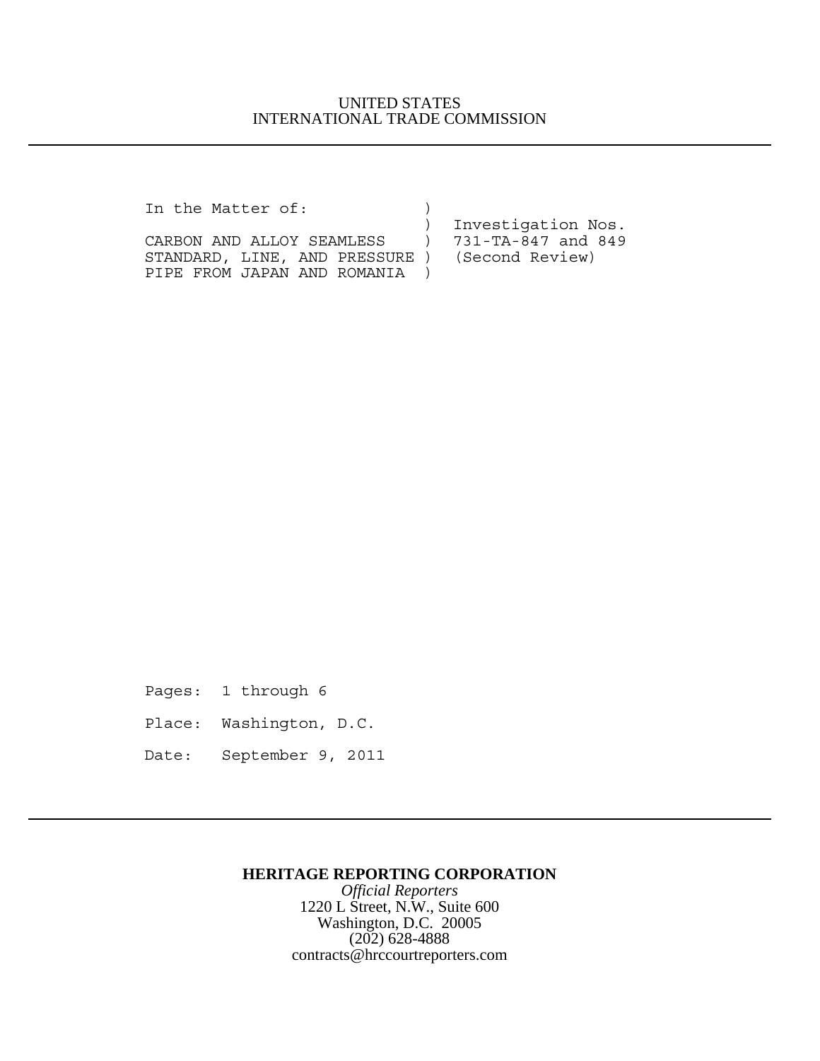UNITED STATES
INTERNATIONAL TRADE COMMISSION

---

```
In the Matter of:             )
                              )  Investigation Nos.
CARBON AND ALLOY SEAMLESS     )  731-TA-847 and 849
STANDARD, LINE, AND PRESSURE )  (Second Review)
PIPE FROM JAPAN AND ROMANIA   )
```

Pages: 1 through 6

Place: Washington, D.C.

Date: September 9, 2011

---

**HERITAGE REPORTING CORPORATION**

*Official Reporters*

1220 L Street, N.W., Suite 600

Washington, D.C. 20005

(202) 628-4888

contracts@hrccourtreporters.com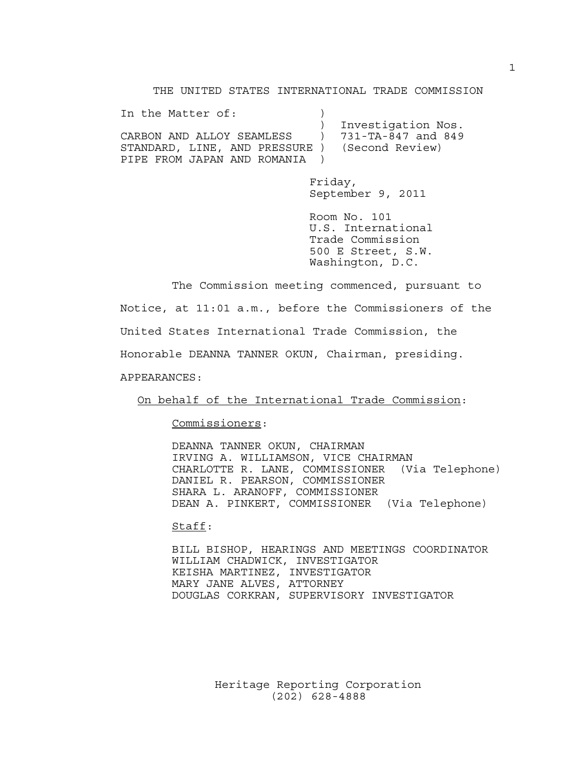THE UNITED STATES INTERNATIONAL TRADE COMMISSION

In the Matter of:

CARBON AND ALLOY SEAMLESS STANDARD, LINE, AND PRESSURE PIPE FROM JAPAN AND ROMANIA

Investigation Nos. 731-TA-847 and 849 (Second Review)

Friday,
September 9, 2011

Room No. 101
U.S. International
Trade Commission
500 E Street, S.W.
Washington, D.C.

The Commission meeting commenced, pursuant to Notice, at 11:01 a.m., before the Commissioners of the United States International Trade Commission, the Honorable DEANNA TANNER OKUN, Chairman, presiding.

APPEARANCES:

On behalf of the International Trade Commission:

Commissioners:

DEANNA TANNER OKUN, CHAIRMAN
IRVING A. WILLIAMSON, VICE CHAIRMAN
CHARLOTTE R. LANE, COMMISSIONER (Via Telephone)
DANIEL R. PEARSON, COMMISSIONER
SHARA L. ARANOFF, COMMISSIONER
DEAN A. PINKERT, COMMISSIONER (Via Telephone)

Staff:

BILL BISHOP, HEARINGS AND MEETINGS COORDINATOR
WILLIAM CHADWICK, INVESTIGATOR
KEISHA MARTINEZ, INVESTIGATOR
MARY JANE ALVES, ATTORNEY
DOUGLAS CORKRAN, SUPERVISORY INVESTIGATOR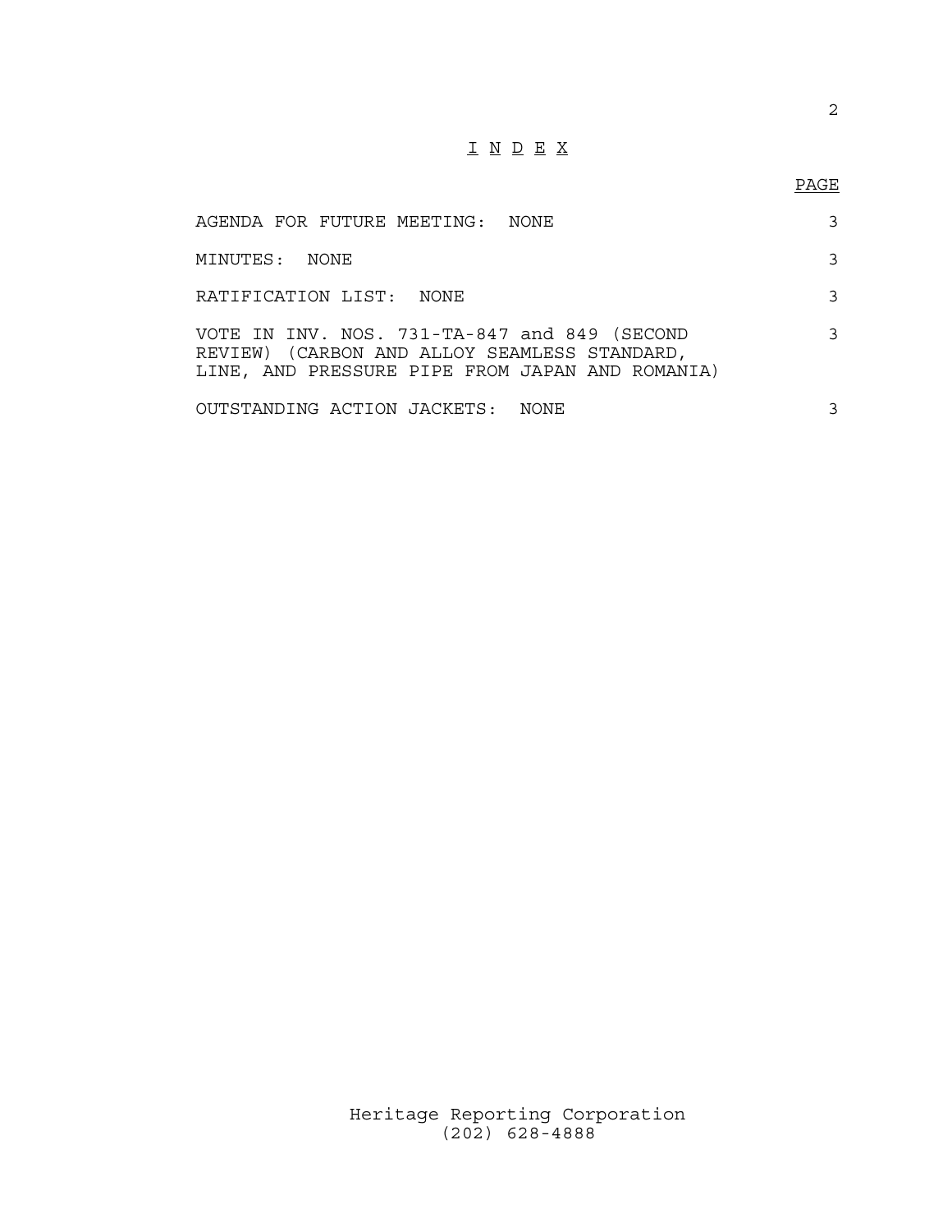# I N D E X

| | PAGE |
|---|---|
| AGENDA FOR FUTURE MEETING: NONE | 3 |
| MINUTES: NONE | 3 |
| RATIFICATION LIST: NONE | 3 |
| VOTE IN INV. NOS. 731-TA-847 and 849 (SECOND REVIEW) (CARBON AND ALLOY SEAMLESS STANDARD, LINE, AND PRESSURE PIPE FROM JAPAN AND ROMANIA) | 3 |
| OUTSTANDING ACTION JACKETS: NONE | 3 |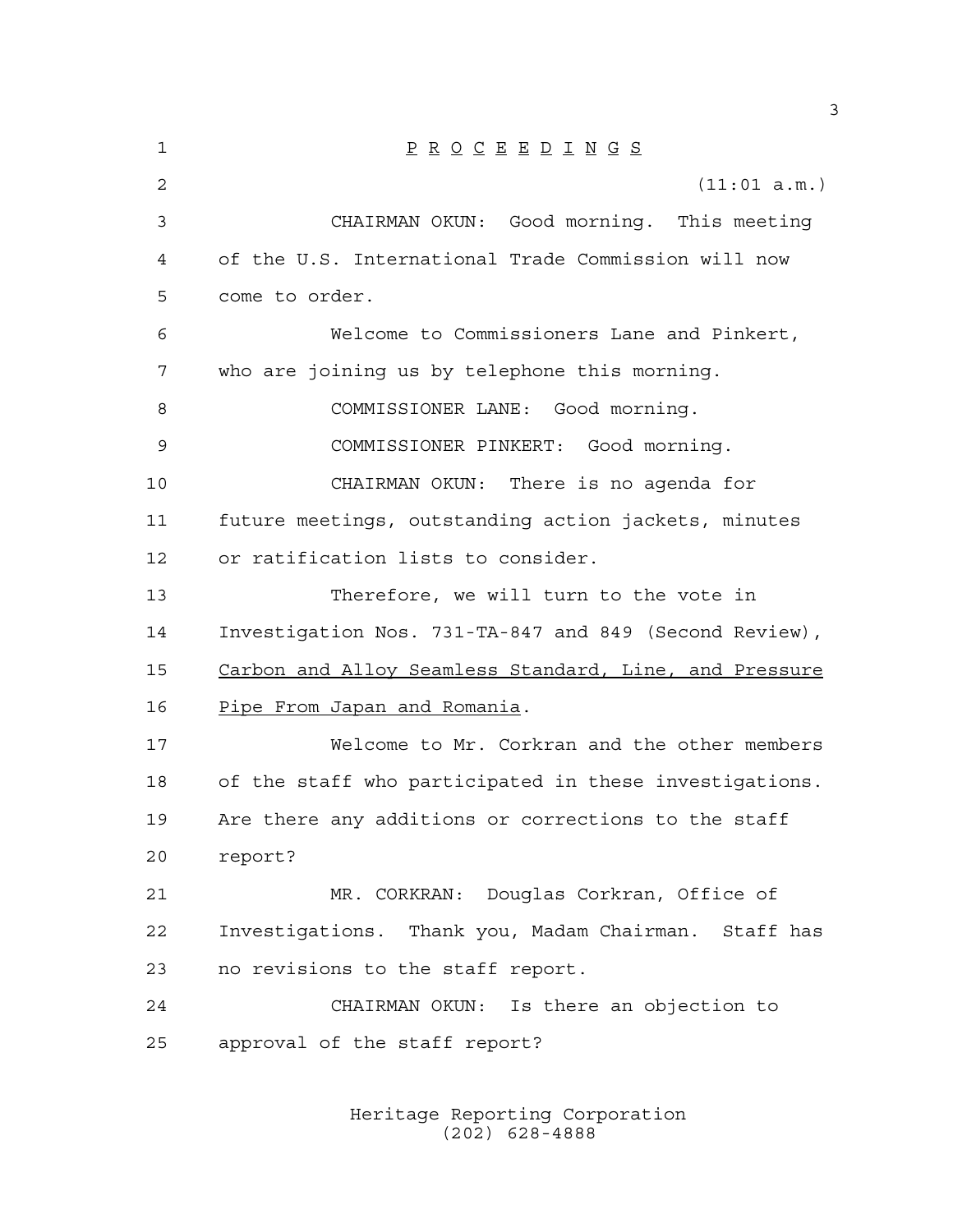P R O C E E D I N G S

(11:01 a.m.)

CHAIRMAN OKUN: Good morning. This meeting of the U.S. International Trade Commission will now come to order.

Welcome to Commissioners Lane and Pinkert, who are joining us by telephone this morning.

COMMISSIONER LANE: Good morning.

COMMISSIONER PINKERT: Good morning.

CHAIRMAN OKUN: There is no agenda for future meetings, outstanding action jackets, minutes or ratification lists to consider.

Therefore, we will turn to the vote in Investigation Nos. 731-TA-847 and 849 (Second Review), Carbon and Alloy Seamless Standard, Line, and Pressure Pipe From Japan and Romania.

Welcome to Mr. Corkran and the other members of the staff who participated in these investigations. Are there any additions or corrections to the staff report?

MR. CORKRAN: Douglas Corkran, Office of Investigations. Thank you, Madam Chairman. Staff has no revisions to the staff report.

CHAIRMAN OKUN: Is there an objection to approval of the staff report?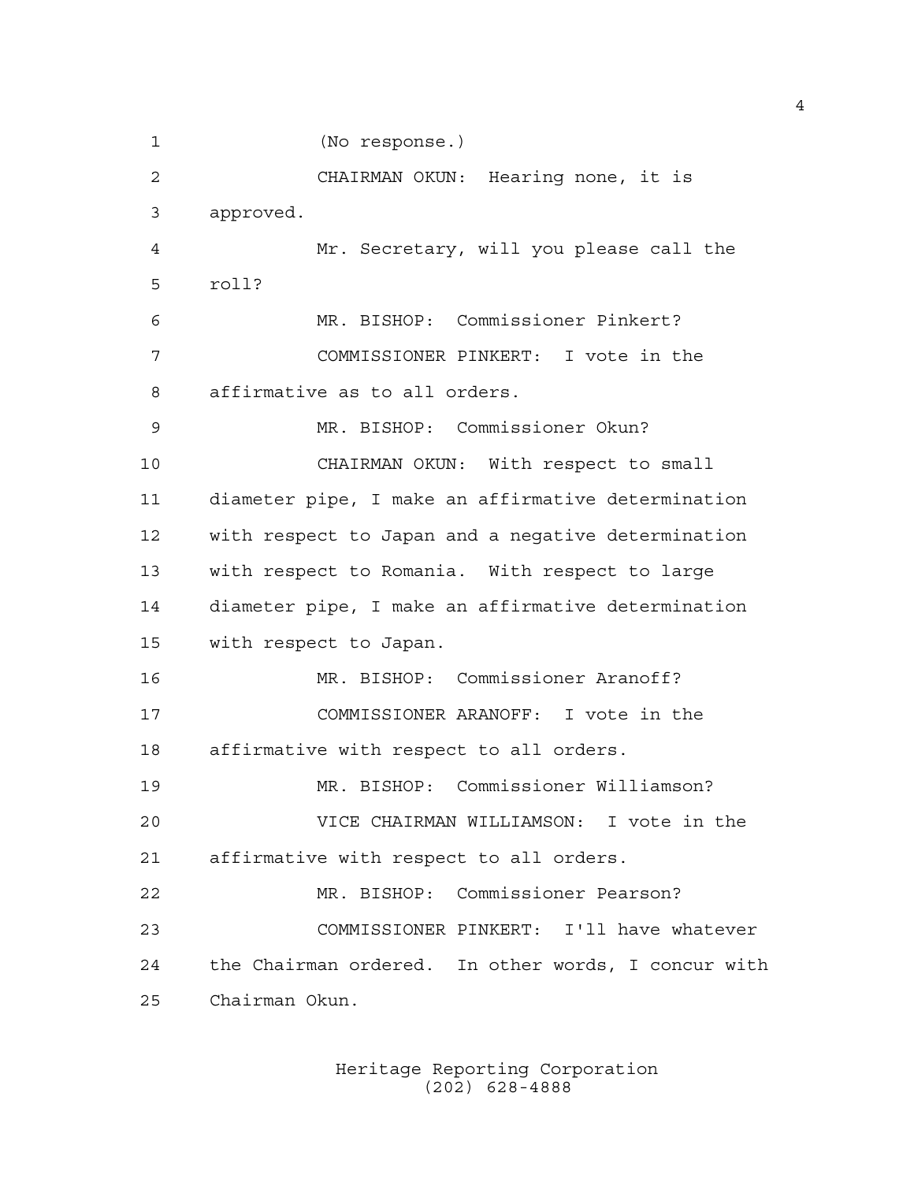(No response.)

CHAIRMAN OKUN: Hearing none, it is approved.

Mr. Secretary, will you please call the roll?

MR. BISHOP: Commissioner Pinkert?

COMMISSIONER PINKERT: I vote in the affirmative as to all orders.

MR. BISHOP: Commissioner Okun?

CHAIRMAN OKUN: With respect to small diameter pipe, I make an affirmative determination with respect to Japan and a negative determination with respect to Romania. With respect to large diameter pipe, I make an affirmative determination with respect to Japan.

MR. BISHOP: Commissioner Aranoff?

COMMISSIONER ARANOFF: I vote in the affirmative with respect to all orders.

MR. BISHOP: Commissioner Williamson?

VICE CHAIRMAN WILLIAMSON: I vote in the affirmative with respect to all orders.

MR. BISHOP: Commissioner Pearson?

COMMISSIONER PINKERT: I'll have whatever the Chairman ordered. In other words, I concur with Chairman Okun.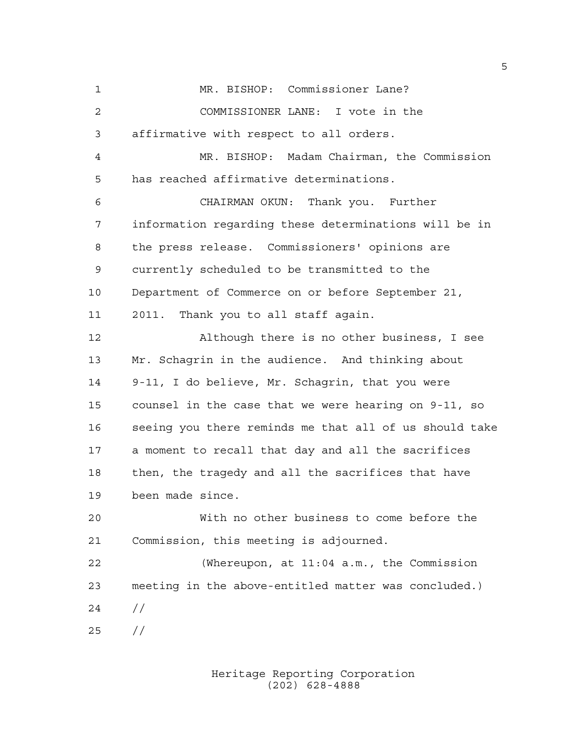MR. BISHOP: Commissioner Lane?

COMMISSIONER LANE: I vote in the affirmative with respect to all orders.

MR. BISHOP: Madam Chairman, the Commission has reached affirmative determinations.

CHAIRMAN OKUN: Thank you. Further information regarding these determinations will be in the press release. Commissioners' opinions are currently scheduled to be transmitted to the Department of Commerce on or before September 21, 2011. Thank you to all staff again.

Although there is no other business, I see Mr. Schagrin in the audience. And thinking about 9-11, I do believe, Mr. Schagrin, that you were counsel in the case that we were hearing on 9-11, so seeing you there reminds me that all of us should take a moment to recall that day and all the sacrifices then, the tragedy and all the sacrifices that have been made since.

With no other business to come before the Commission, this meeting is adjourned.

(Whereupon, at 11:04 a.m., the Commission meeting in the above-entitled matter was concluded.)

//

//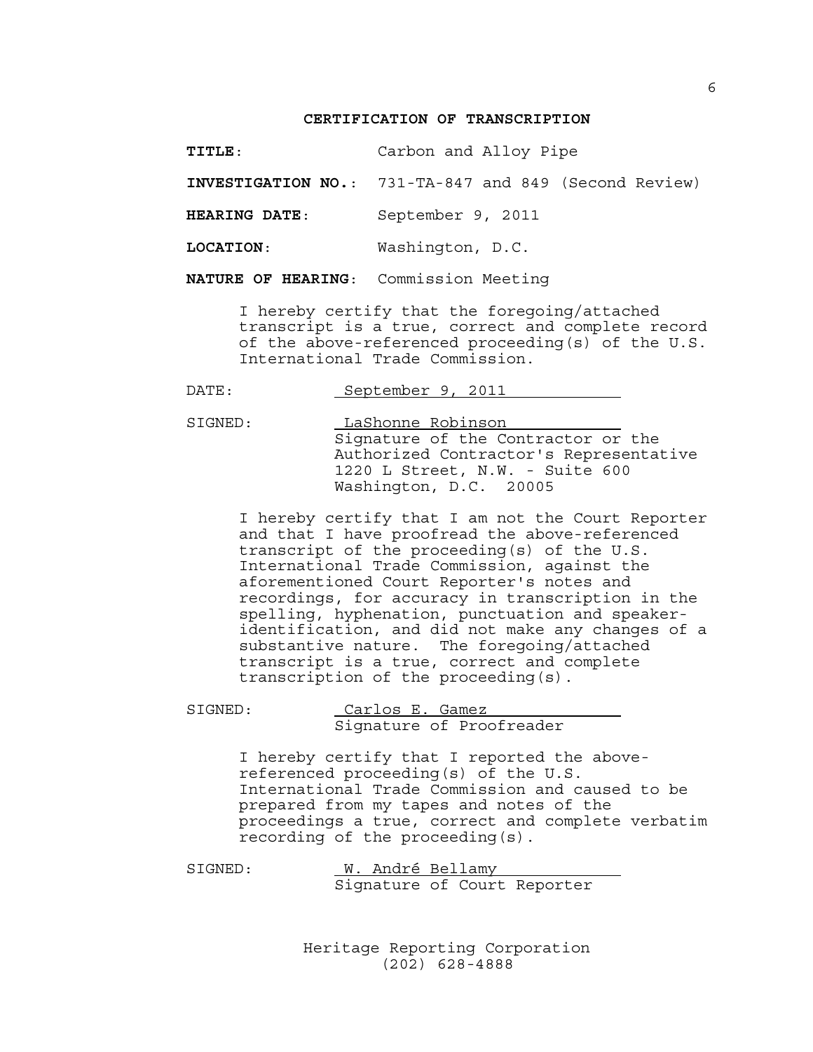**CERTIFICATION OF TRANSCRIPTION**

**TITLE**: Carbon and Alloy Pipe

**INVESTIGATION NO.**: 731-TA-847 and 849 (Second Review)

**HEARING DATE**: September 9, 2011

**LOCATION**: Washington, D.C.

**NATURE OF HEARING**: Commission Meeting

I hereby certify that the foregoing/attached transcript is a true, correct and complete record of the above-referenced proceeding(s) of the U.S. International Trade Commission.

DATE: September 9, 2011

SIGNED: LaShonne Robinson
Signature of the Contractor or the Authorized Contractor's Representative
1220 L Street, N.W. - Suite 600
Washington, D.C. 20005

I hereby certify that I am not the Court Reporter and that I have proofread the above-referenced transcript of the proceeding(s) of the U.S. International Trade Commission, against the aforementioned Court Reporter's notes and recordings, for accuracy in transcription in the spelling, hyphenation, punctuation and speaker-identification, and did not make any changes of a substantive nature. The foregoing/attached transcript is a true, correct and complete transcription of the proceeding(s).

SIGNED: Carlos E. Gamez
Signature of Proofreader

I hereby certify that I reported the above-referenced proceeding(s) of the U.S. International Trade Commission and caused to be prepared from my tapes and notes of the proceedings a true, correct and complete verbatim recording of the proceeding(s).

SIGNED: W. André Bellamy
Signature of Court Reporter